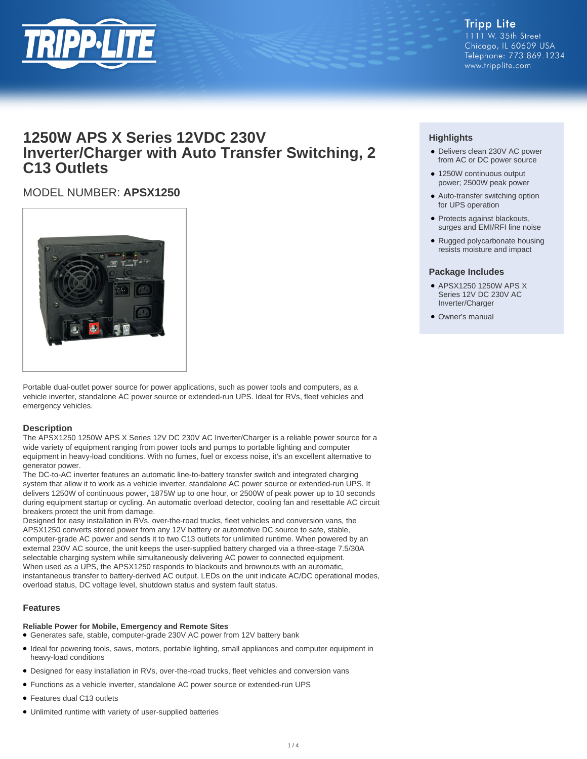Tripp Lite
1111 W. 35th Street
Chicago, IL 60609 USA
Telephone: 773.869.1234
www.tripplite.com

# 1250W APS X Series 12VDC 230V Inverter/Charger with Auto Transfer Switching, 2 C13 Outlets

MODEL NUMBER: **APSX1250**

Portable dual-outlet power source for power applications, such as power tools and computers, as a vehicle inverter, standalone AC power source or extended-run UPS. Ideal for RVs, fleet vehicles and emergency vehicles.

## Highlights

- Delivers clean 230V AC power from AC or DC power source
- 1250W continuous output power; 2500W peak power
- Auto-transfer switching option for UPS operation
- Protects against blackouts, surges and EMI/RFI line noise
- Rugged polycarbonate housing resists moisture and impact

## Package Includes

- APSX1250 1250W APS X Series 12V DC 230V AC Inverter/Charger
- Owner's manual

## Description

The APSX1250 1250W APS X Series 12V DC 230V AC Inverter/Charger is a reliable power source for a wide variety of equipment ranging from power tools and pumps to portable lighting and computer equipment in heavy-load conditions. With no fumes, fuel or excess noise, it's an excellent alternative to generator power.

The DC-to-AC inverter features an automatic line-to-battery transfer switch and integrated charging system that allow it to work as a vehicle inverter, standalone AC power source or extended-run UPS. It delivers 1250W of continuous power, 1875W up to one hour, or 2500W of peak power up to 10 seconds during equipment startup or cycling. An automatic overload detector, cooling fan and resettable AC circuit breakers protect the unit from damage.

Designed for easy installation in RVs, over-the-road trucks, fleet vehicles and conversion vans, the APSX1250 converts stored power from any 12V battery or automotive DC source to safe, stable, computer-grade AC power and sends it to two C13 outlets for unlimited runtime. When powered by an external 230V AC source, the unit keeps the user-supplied battery charged via a three-stage 7.5/30A selectable charging system while simultaneously delivering AC power to connected equipment.

When used as a UPS, the APSX1250 responds to blackouts and brownouts with an automatic, instantaneous transfer to battery-derived AC output. LEDs on the unit indicate AC/DC operational modes, overload status, DC voltage level, shutdown status and system fault status.

## Features

### Reliable Power for Mobile, Emergency and Remote Sites

- Generates safe, stable, computer-grade 230V AC power from 12V battery bank
- Ideal for powering tools, saws, motors, portable lighting, small appliances and computer equipment in heavy-load conditions
- Designed for easy installation in RVs, over-the-road trucks, fleet vehicles and conversion vans
- Functions as a vehicle inverter, standalone AC power source or extended-run UPS
- Features dual C13 outlets
- Unlimited runtime with variety of user-supplied batteries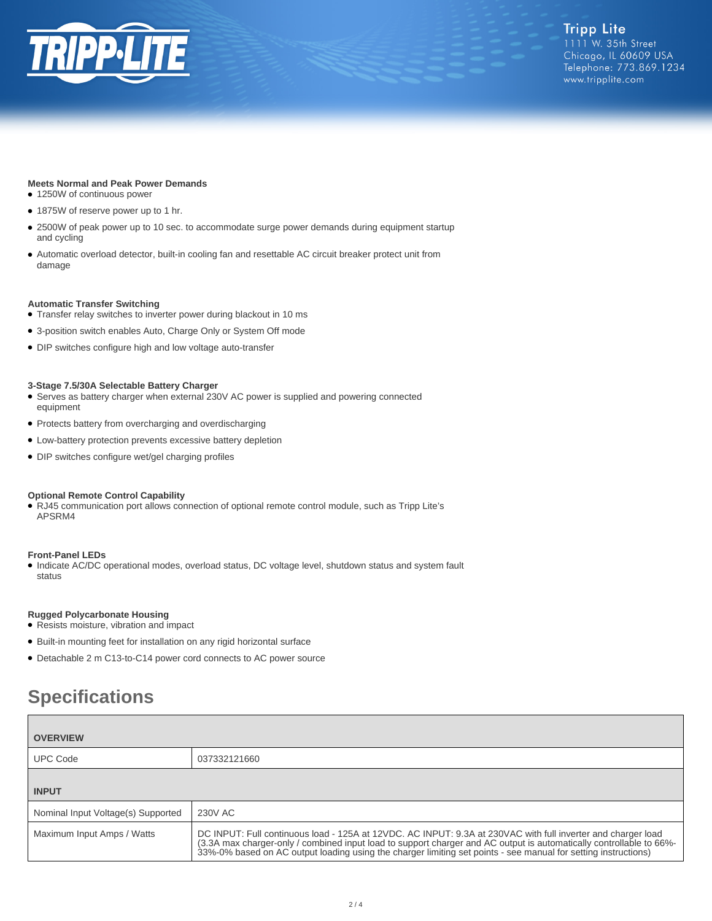**Meets Normal and Peak Power Demands**

- 1250W of continuous power
- 1875W of reserve power up to 1 hr.
- 2500W of peak power up to 10 sec. to accommodate surge power demands during equipment startup and cycling
- Automatic overload detector, built-in cooling fan and resettable AC circuit breaker protect unit from damage

**Automatic Transfer Switching**

- Transfer relay switches to inverter power during blackout in 10 ms
- 3-position switch enables Auto, Charge Only or System Off mode
- DIP switches configure high and low voltage auto-transfer

**3-Stage 7.5/30A Selectable Battery Charger**

- Serves as battery charger when external 230V AC power is supplied and powering connected equipment
- Protects battery from overcharging and overdischarging
- Low-battery protection prevents excessive battery depletion
- DIP switches configure wet/gel charging profiles

**Optional Remote Control Capability**

- RJ45 communication port allows connection of optional remote control module, such as Tripp Lite's APSRM4

**Front-Panel LEDs**

- Indicate AC/DC operational modes, overload status, DC voltage level, shutdown status and system fault status

**Rugged Polycarbonate Housing**

- Resists moisture, vibration and impact
- Built-in mounting feet for installation on any rigid horizontal surface
- Detachable 2 m C13-to-C14 power cord connects to AC power source

## Specifications

| **OVERVIEW** | |
|---|---|
| UPC Code | 037332121660 |
| **INPUT** | |
| Nominal Input Voltage(s) Supported | 230V AC |
| Maximum Input Amps / Watts | DC INPUT: Full continuous load - 125A at 12VDC. AC INPUT: 9.3A at 230VAC with full inverter and charger load (3.3A max charger-only / combined input load to support charger and AC output is automatically controllable to 66%-33%-0% based on AC output loading using the charger limiting set points - see manual for setting instructions) |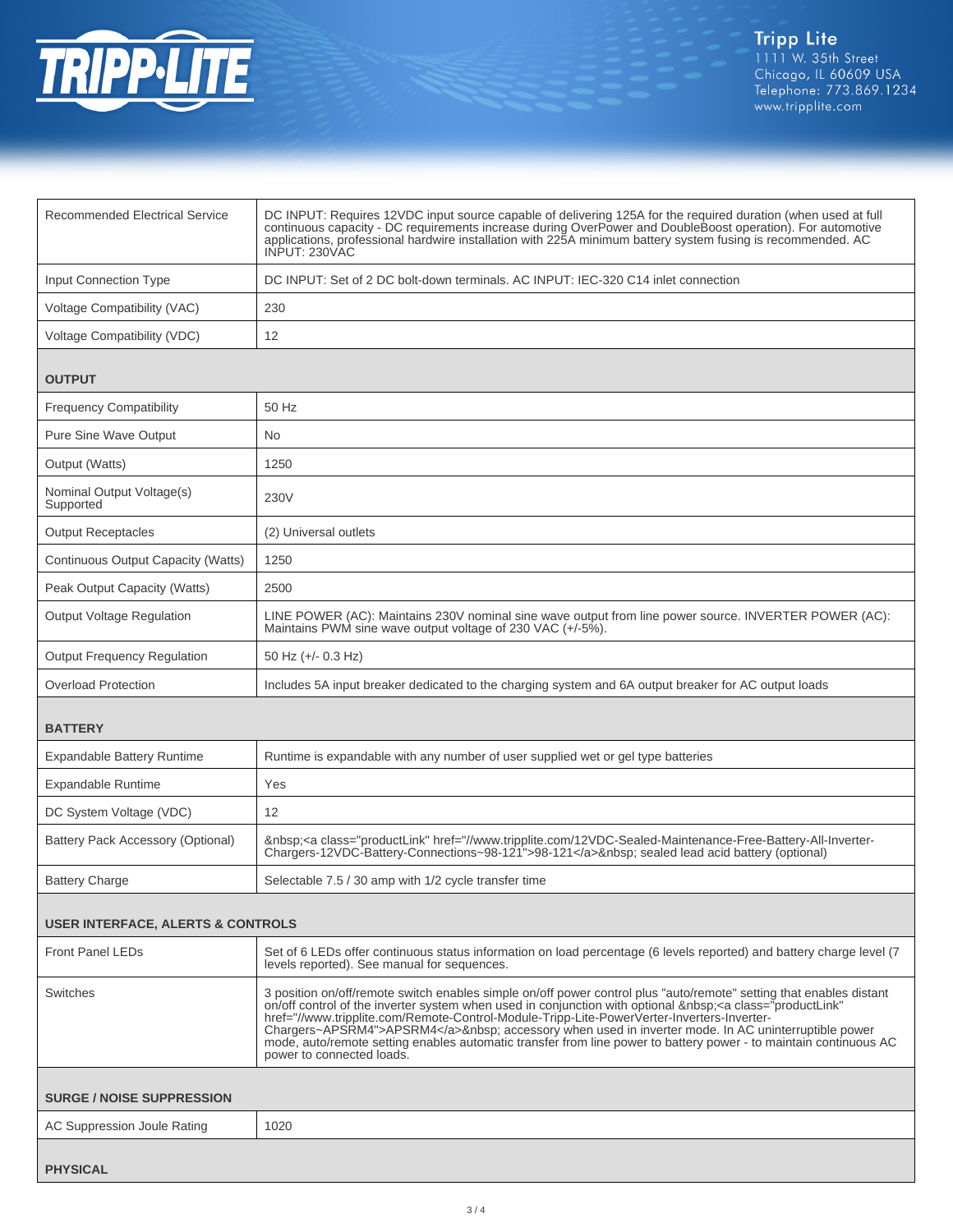| | |
|---|---|
| Recommended Electrical Service | DC INPUT: Requires 12VDC input source capable of delivering 125A for the required duration (when used at full continuous capacity - DC requirements increase during OverPower and DoubleBoost operation). For automotive applications, professional hardwire installation with 225A minimum battery system fusing is recommended. AC INPUT: 230VAC |
| Input Connection Type | DC INPUT: Set of 2 DC bolt-down terminals. AC INPUT: IEC-320 C14 inlet connection |
| Voltage Compatibility (VAC) | 230 |
| Voltage Compatibility (VDC) | 12 |
| **OUTPUT** | |
| Frequency Compatibility | 50 Hz |
| Pure Sine Wave Output | No |
| Output (Watts) | 1250 |
| Nominal Output Voltage(s) Supported | 230V |
| Output Receptacles | (2) Universal outlets |
| Continuous Output Capacity (Watts) | 1250 |
| Peak Output Capacity (Watts) | 2500 |
| Output Voltage Regulation | LINE POWER (AC): Maintains 230V nominal sine wave output from line power source. INVERTER POWER (AC): Maintains PWM sine wave output voltage of 230 VAC (+/-5%). |
| Output Frequency Regulation | 50 Hz (+/- 0.3 Hz) |
| Overload Protection | Includes 5A input breaker dedicated to the charging system and 6A output breaker for AC output loads |
| **BATTERY** | |
| Expandable Battery Runtime | Runtime is expandable with any number of user supplied wet or gel type batteries |
| Expandable Runtime | Yes |
| DC System Voltage (VDC) | 12 |
| Battery Pack Accessory (Optional) | &nbsp;<a class="productLink" href="//www.tripplite.com/12VDC-Sealed-Maintenance-Free-Battery-All-Inverter-Chargers-12VDC-Battery-Connections~98-121">98-121</a>&nbsp; sealed lead acid battery (optional) |
| Battery Charge | Selectable 7.5 / 30 amp with 1/2 cycle transfer time |
| **USER INTERFACE, ALERTS & CONTROLS** | |
| Front Panel LEDs | Set of 6 LEDs offer continuous status information on load percentage (6 levels reported) and battery charge level (7 levels reported). See manual for sequences. |
| Switches | 3 position on/off/remote switch enables simple on/off power control plus "auto/remote" setting that enables distant on/off control of the inverter system when used in conjunction with optional &nbsp;<a class="productLink" href="//www.tripplite.com/Remote-Control-Module-Tripp-Lite-PowerVerter-Inverters-Inverter-Chargers~APSRM4">APSRM4</a>&nbsp; accessory when used in inverter mode. In AC uninterruptible power mode, auto/remote setting enables automatic transfer from line power to battery power - to maintain continuous AC power to connected loads. |
| **SURGE / NOISE SUPPRESSION** | |
| AC Suppression Joule Rating | 1020 |
| **PHYSICAL** | |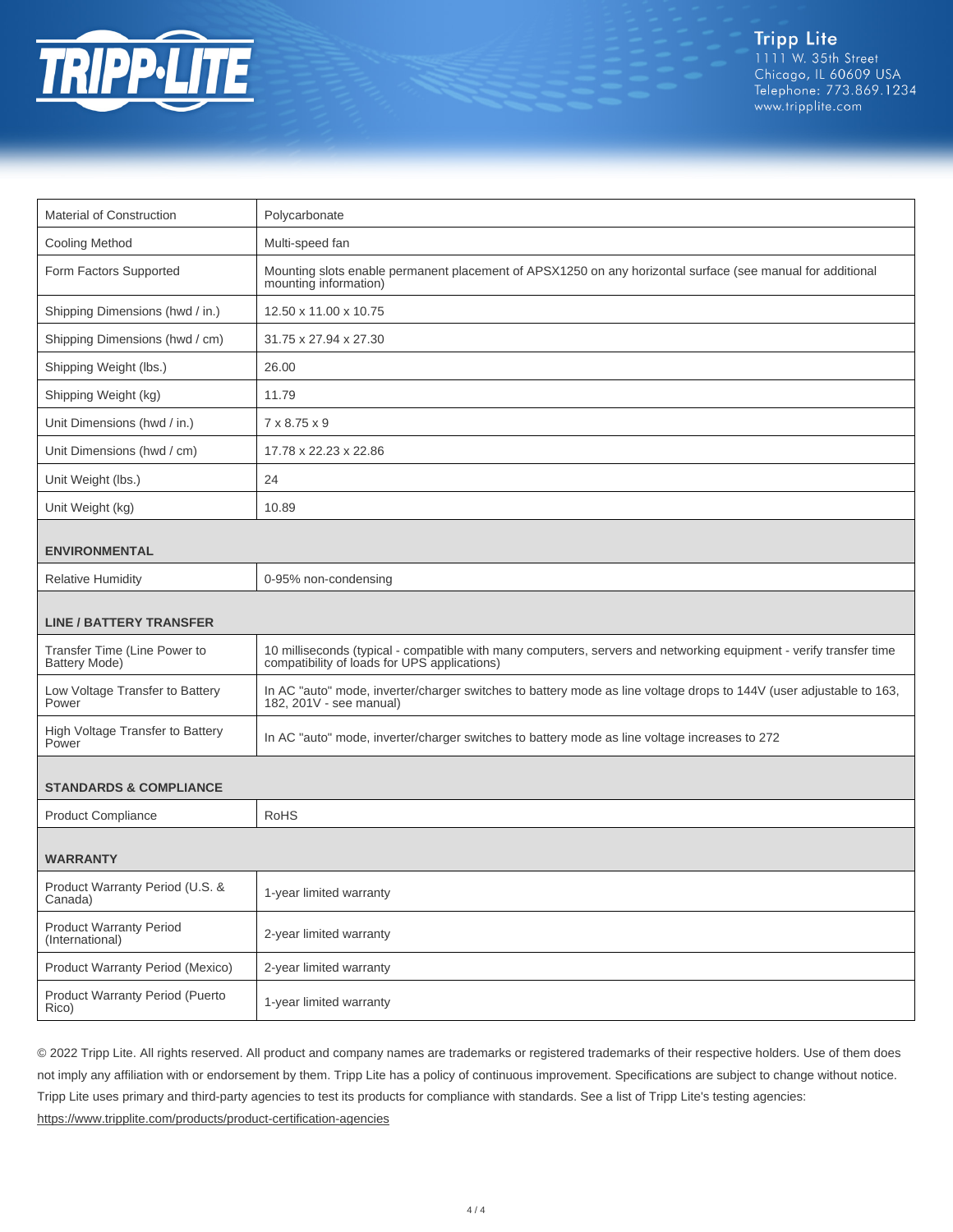Tripp Lite
1111 W. 35th Street
Chicago, IL 60609 USA
Telephone: 773.869.1234
www.tripplite.com

| | |
|---|---|
| Material of Construction | Polycarbonate |
| Cooling Method | Multi-speed fan |
| Form Factors Supported | Mounting slots enable permanent placement of APSX1250 on any horizontal surface (see manual for additional mounting information) |
| Shipping Dimensions (hwd / in.) | 12.50 x 11.00 x 10.75 |
| Shipping Dimensions (hwd / cm) | 31.75 x 27.94 x 27.30 |
| Shipping Weight (lbs.) | 26.00 |
| Shipping Weight (kg) | 11.79 |
| Unit Dimensions (hwd / in.) | 7 x 8.75 x 9 |
| Unit Dimensions (hwd / cm) | 17.78 x 22.23 x 22.86 |
| Unit Weight (lbs.) | 24 |
| Unit Weight (kg) | 10.89 |
| **ENVIRONMENTAL** | |
| Relative Humidity | 0-95% non-condensing |
| **LINE / BATTERY TRANSFER** | |
| Transfer Time (Line Power to Battery Mode) | 10 milliseconds (typical - compatible with many computers, servers and networking equipment - verify transfer time compatibility of loads for UPS applications) |
| Low Voltage Transfer to Battery Power | In AC "auto" mode, inverter/charger switches to battery mode as line voltage drops to 144V (user adjustable to 163, 182, 201V - see manual) |
| High Voltage Transfer to Battery Power | In AC "auto" mode, inverter/charger switches to battery mode as line voltage increases to 272 |
| **STANDARDS & COMPLIANCE** | |
| Product Compliance | RoHS |
| **WARRANTY** | |
| Product Warranty Period (U.S. & Canada) | 1-year limited warranty |
| Product Warranty Period (International) | 2-year limited warranty |
| Product Warranty Period (Mexico) | 2-year limited warranty |
| Product Warranty Period (Puerto Rico) | 1-year limited warranty |

© 2022 Tripp Lite. All rights reserved. All product and company names are trademarks or registered trademarks of their respective holders. Use of them does not imply any affiliation with or endorsement by them. Tripp Lite has a policy of continuous improvement. Specifications are subject to change without notice. Tripp Lite uses primary and third-party agencies to test its products for compliance with standards. See a list of Tripp Lite's testing agencies: https://www.tripplite.com/products/product-certification-agencies